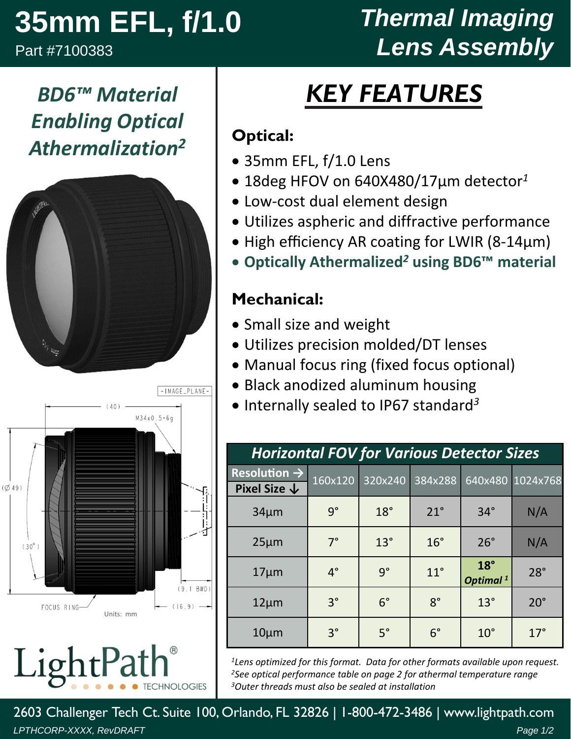# 35mm EFL, f/1.0

Part #7100383

# Thermal Imaging Lens Assembly

## *BD6™ Material Enabling Optical Athermalization[2]*

- IMAGE_PLANE -

(40)

M34x0.5-6g

(Ø49)

(30°)

(9.1 BWD)

FOCUS RING

(16.9)

Units: mm

LightPath® TECHNOLOGIES

## KEY FEATURES

### Optical:

- 35mm EFL, f/1.0 Lens
- 18deg HFOV on 640X480/17µm detector[1]
- Low-cost dual element design
- Utilizes aspheric and diffractive performance
- High efficiency AR coating for LWIR (8-14µm)
- **Optically Athermalized[2] using BD6™ material**

### Mechanical:

- Small size and weight
- Utilizes precision molded/DT lenses
- Manual focus ring (fixed focus optional)
- Black anodized aluminum housing
- Internally sealed to IP67 standard[3]

***Horizontal FOV for Various Detector Sizes***

| Resolution → / Pixel Size ↓ | 160x120 | 320x240 | 384x288 | 640x480 | 1024x768 |
|---|---|---|---|---|---|
| 34µm | 9° | 18° | 21° | 34° | N/A |
| 25µm | 7° | 13° | 16° | 26° | N/A |
| 17µm | 4° | 9° | 11° | **18°** *Optimal[1]* | 28° |
| 12µm | 3° | 6° | 8° | 13° | 20° |
| 10µm | 3° | 5° | 6° | 10° | 17° |

*[1]Lens optimized for this format. Data for other formats available upon request.*
*[2]See optical performance table on page 2 for athermal temperature range*
*[3]Outer threads must also be sealed at installation*

2603 Challenger Tech Ct. Suite 100, Orlando, FL 32826 | 1-800-472-3486 | www.lightpath.com

*LPTHCORP-XXXX, RevDRAFT*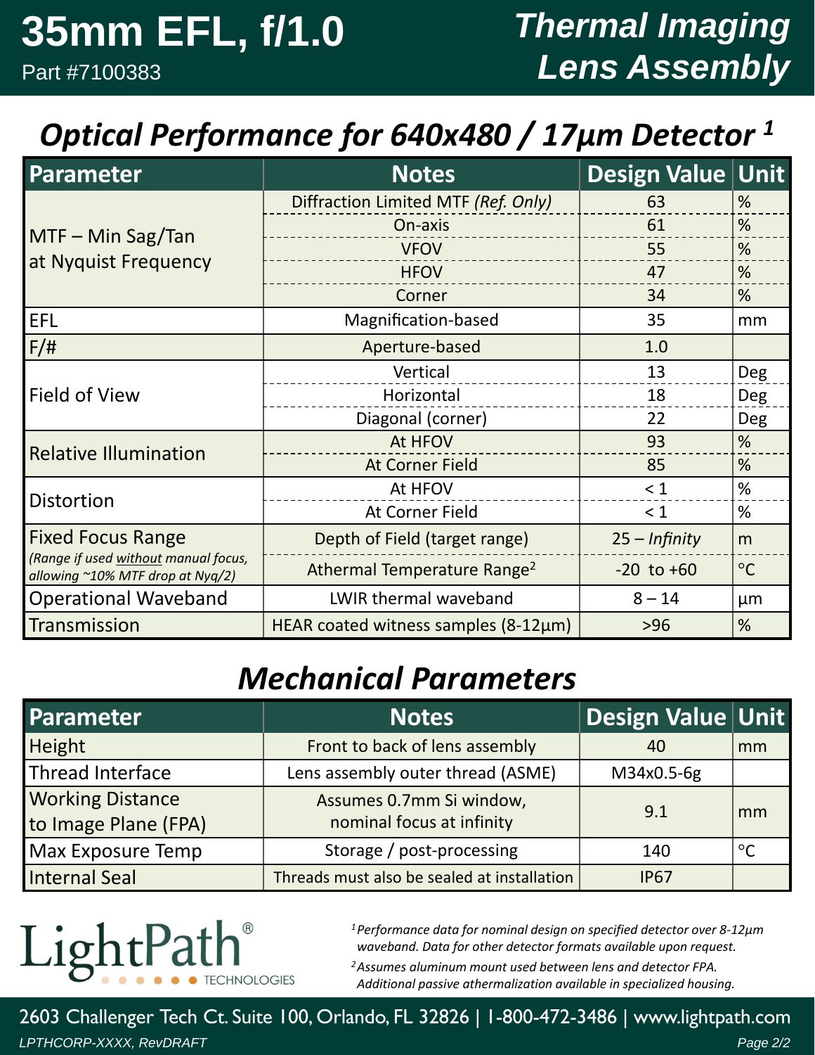# 35mm EFL, f/1.0

Part #7100383

# Thermal Imaging Lens Assembly

## Optical Performance for 640x480 / 17µm Detector [1]

| Parameter | Notes | Design Value | Unit |
|---|---|---|---|
| MTF – Min Sag/Tan at Nyquist Frequency | Diffraction Limited MTF *(Ref. Only)* | 63 | % |
| | On-axis | 61 | % |
| | VFOV | 55 | % |
| | HFOV | 47 | % |
| | Corner | 34 | % |
| EFL | Magnification-based | 35 | mm |
| F/# | Aperture-based | 1.0 | |
| Field of View | Vertical | 13 | Deg |
| | Horizontal | 18 | Deg |
| | Diagonal (corner) | 22 | Deg |
| Relative Illumination | At HFOV | 93 | % |
| | At Corner Field | 85 | % |
| Distortion | At HFOV | < 1 | % |
| | At Corner Field | < 1 | % |
| Fixed Focus Range *(Range if used without manual focus, allowing ~10% MTF drop at Nyq/2)* | Depth of Field (target range) | 25 – *Infinity* | m |
| | Athermal Temperature Range[2] | -20 to +60 | °C |
| Operational Waveband | LWIR thermal waveband | 8 – 14 | µm |
| Transmission | HEAR coated witness samples (8-12µm) | >96 | % |

## Mechanical Parameters

| Parameter | Notes | Design Value | Unit |
|---|---|---|---|
| Height | Front to back of lens assembly | 40 | mm |
| Thread Interface | Lens assembly outer thread (ASME) | M34x0.5-6g | |
| Working Distance to Image Plane (FPA) | Assumes 0.7mm Si window, nominal focus at infinity | 9.1 | mm |
| Max Exposure Temp | Storage / post-processing | 140 | °C |
| Internal Seal | Threads must also be sealed at installation | IP67 | |

LightPath® TECHNOLOGIES

*[1] Performance data for nominal design on specified detector over 8-12µm waveband. Data for other detector formats available upon request.*

*[2] Assumes aluminum mount used between lens and detector FPA. Additional passive athermalization available in specialized housing.*

2603 Challenger Tech Ct. Suite 100, Orlando, FL 32826 | 1-800-472-3486 | www.lightpath.com

*LPTHCORP-XXXX, RevDRAFT*